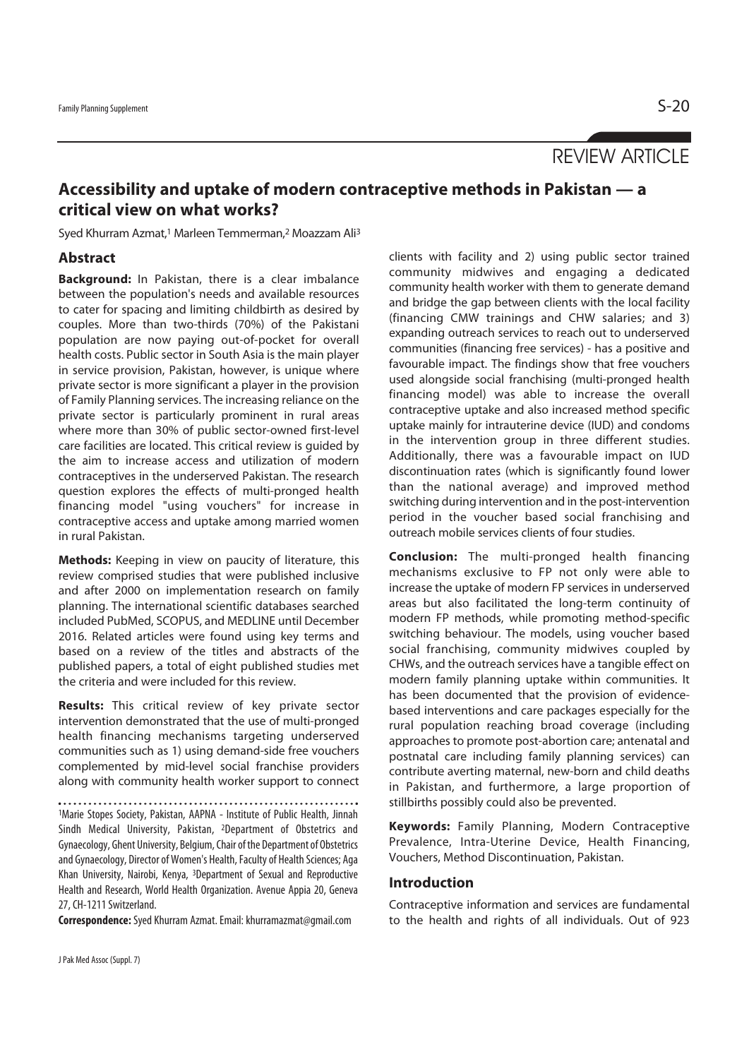REVIEW ARTICLE

# Accessibility and uptake of modern contraceptive methods in Pakistan — a critical view on what works?

Syed Khurram Azmat,[1] Marleen Temmerman,[2] Moazzam Ali[3]

## Abstract

**Background:** In Pakistan, there is a clear imbalance between the population's needs and available resources to cater for spacing and limiting childbirth as desired by couples. More than two-thirds (70%) of the Pakistani population are now paying out-of-pocket for overall health costs. Public sector in South Asia is the main player in service provision, Pakistan, however, is unique where private sector is more significant a player in the provision of Family Planning services. The increasing reliance on the private sector is particularly prominent in rural areas where more than 30% of public sector-owned first-level care facilities are located. This critical review is guided by the aim to increase access and utilization of modern contraceptives in the underserved Pakistan. The research question explores the effects of multi-pronged health financing model "using vouchers" for increase in contraceptive access and uptake among married women in rural Pakistan.

**Methods:** Keeping in view on paucity of literature, this review comprised studies that were published inclusive and after 2000 on implementation research on family planning. The international scientific databases searched included PubMed, SCOPUS, and MEDLINE until December 2016. Related articles were found using key terms and based on a review of the titles and abstracts of the published papers, a total of eight published studies met the criteria and were included for this review.

**Results:** This critical review of key private sector intervention demonstrated that the use of multi-pronged health financing mechanisms targeting underserved communities such as 1) using demand-side free vouchers complemented by mid-level social franchise providers along with community health worker support to connect clients with facility and 2) using public sector trained community midwives and engaging a dedicated community health worker with them to generate demand and bridge the gap between clients with the local facility (financing CMW trainings and CHW salaries; and 3) expanding outreach services to reach out to underserved communities (financing free services) - has a positive and favourable impact. The findings show that free vouchers used alongside social franchising (multi-pronged health financing model) was able to increase the overall contraceptive uptake and also increased method specific uptake mainly for intrauterine device (IUD) and condoms in the intervention group in three different studies. Additionally, there was a favourable impact on IUD discontinuation rates (which is significantly found lower than the national average) and improved method switching during intervention and in the post-intervention period in the voucher based social franchising and outreach mobile services clients of four studies.

**Conclusion:** The multi-pronged health financing mechanisms exclusive to FP not only were able to increase the uptake of modern FP services in underserved areas but also facilitated the long-term continuity of modern FP methods, while promoting method-specific switching behaviour. The models, using voucher based social franchising, community midwives coupled by CHWs, and the outreach services have a tangible effect on modern family planning uptake within communities. It has been documented that the provision of evidence-based interventions and care packages especially for the rural population reaching broad coverage (including approaches to promote post-abortion care; antenatal and postnatal care including family planning services) can contribute averting maternal, new-born and child deaths in Pakistan, and furthermore, a large proportion of stillbirths possibly could also be prevented.

**Keywords:** Family Planning, Modern Contraceptive Prevalence, Intra-Uterine Device, Health Financing, Vouchers, Method Discontinuation, Pakistan.

[1]Marie Stopes Society, Pakistan, AAPNA - Institute of Public Health, Jinnah Sindh Medical University, Pakistan, [2]Department of Obstetrics and Gynaecology, Ghent University, Belgium, Chair of the Department of Obstetrics and Gynaecology, Director of Women's Health, Faculty of Health Sciences; Aga Khan University, Nairobi, Kenya, [3]Department of Sexual and Reproductive Health and Research, World Health Organization. Avenue Appia 20, Geneva 27, CH-1211 Switzerland.

**Correspondence:** Syed Khurram Azmat. Email: khurramazmat@gmail.com

## Introduction

Contraceptive information and services are fundamental to the health and rights of all individuals. Out of 923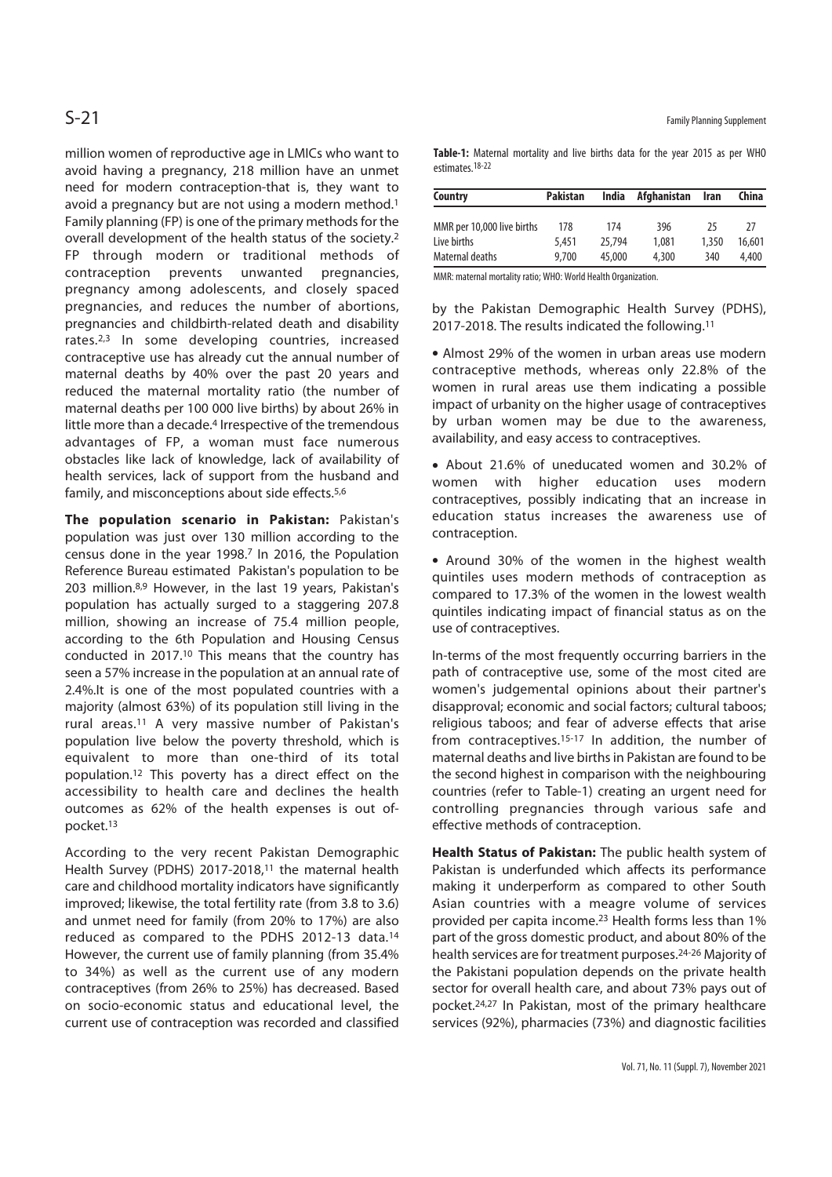million women of reproductive age in LMICs who want to avoid having a pregnancy, 218 million have an unmet need for modern contraception-that is, they want to avoid a pregnancy but are not using a modern method.[1] Family planning (FP) is one of the primary methods for the overall development of the health status of the society.[2] FP through modern or traditional methods of contraception prevents unwanted pregnancies, pregnancy among adolescents, and closely spaced pregnancies, and reduces the number of abortions, pregnancies and childbirth-related death and disability rates.[2,3] In some developing countries, increased contraceptive use has already cut the annual number of maternal deaths by 40% over the past 20 years and reduced the maternal mortality ratio (the number of maternal deaths per 100 000 live births) by about 26% in little more than a decade.[4] Irrespective of the tremendous advantages of FP, a woman must face numerous obstacles like lack of knowledge, lack of availability of health services, lack of support from the husband and family, and misconceptions about side effects.[5,6]

**The population scenario in Pakistan:** Pakistan's population was just over 130 million according to the census done in the year 1998.[7] In 2016, the Population Reference Bureau estimated Pakistan's population to be 203 million.[8,9] However, in the last 19 years, Pakistan's population has actually surged to a staggering 207.8 million, showing an increase of 75.4 million people, according to the 6th Population and Housing Census conducted in 2017.[10] This means that the country has seen a 57% increase in the population at an annual rate of 2.4%.It is one of the most populated countries with a majority (almost 63%) of its population still living in the rural areas.[11] A very massive number of Pakistan's population live below the poverty threshold, which is equivalent to more than one-third of its total population.[12] This poverty has a direct effect on the accessibility to health care and declines the health outcomes as 62% of the health expenses is out of-pocket.[13]

According to the very recent Pakistan Demographic Health Survey (PDHS) 2017-2018,[11] the maternal health care and childhood mortality indicators have significantly improved; likewise, the total fertility rate (from 3.8 to 3.6) and unmet need for family (from 20% to 17%) are also reduced as compared to the PDHS 2012-13 data.[14] However, the current use of family planning (from 35.4% to 34%) as well as the current use of any modern contraceptives (from 26% to 25%) has decreased. Based on socio-economic status and educational level, the current use of contraception was recorded and classified by the Pakistan Demographic Health Survey (PDHS), 2017-2018. The results indicated the following.[11]

- Almost 29% of the women in urban areas use modern contraceptive methods, whereas only 22.8% of the women in rural areas use them indicating a possible impact of urbanity on the higher usage of contraceptives by urban women may be due to the awareness, availability, and easy access to contraceptives.
- About 21.6% of uneducated women and 30.2% of women with higher education uses modern contraceptives, possibly indicating that an increase in education status increases the awareness use of contraception.
- Around 30% of the women in the highest wealth quintiles uses modern methods of contraception as compared to 17.3% of the women in the lowest wealth quintiles indicating impact of financial status as on the use of contraceptives.

In-terms of the most frequently occurring barriers in the path of contraceptive use, some of the most cited are women's judgemental opinions about their partner's disapproval; economic and social factors; cultural taboos; religious taboos; and fear of adverse effects that arise from contraceptives.[15-17] In addition, the number of maternal deaths and live births in Pakistan are found to be the second highest in comparison with the neighbouring countries (refer to Table-1) creating an urgent need for controlling pregnancies through various safe and effective methods of contraception.

**Table-1:** Maternal mortality and live births data for the year 2015 as per WHO estimates.[18-22]

| Country | Pakistan | India | Afghanistan | Iran | China |
|---|---|---|---|---|---|
| MMR per 10,000 live births | 178 | 174 | 396 | 25 | 27 |
| Live births | 5,451 | 25,794 | 1,081 | 1,350 | 16,601 |
| Maternal deaths | 9,700 | 45,000 | 4,300 | 340 | 4,400 |

MMR: maternal mortality ratio; WHO: World Health Organization.

**Health Status of Pakistan:** The public health system of Pakistan is underfunded which affects its performance making it underperform as compared to other South Asian countries with a meagre volume of services provided per capita income.[23] Health forms less than 1% part of the gross domestic product, and about 80% of the health services are for treatment purposes.[24-26] Majority of the Pakistani population depends on the private health sector for overall health care, and about 73% pays out of pocket.[24,27] In Pakistan, most of the primary healthcare services (92%), pharmacies (73%) and diagnostic facilities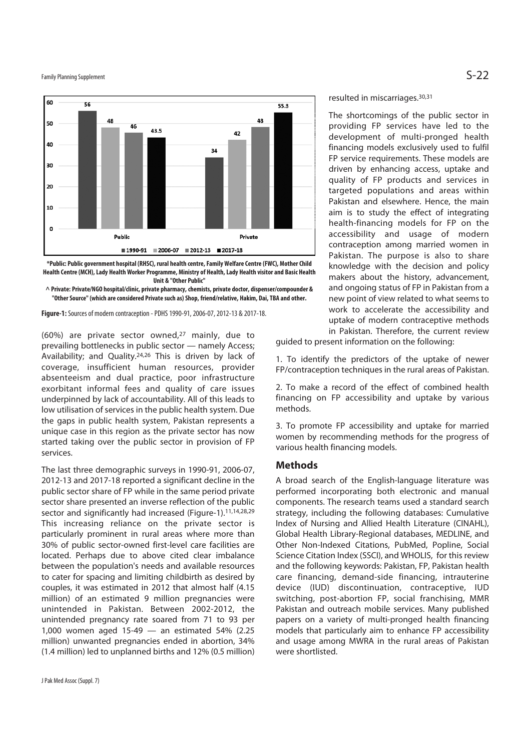**Figure-1:** Sources of modern contraception - PDHS 1990-91, 2006-07, 2012-13 & 2017-18.

| | 1990-91 | 2006-07 | 2012-13 | 2017-18 |
|---|---|---|---|---|
| Public | 56 | 48 | 46 | 43.5 |
| Private | 34 | 42 | 48 | 55.3 |

**\*Public: Public government hospital (RHSC), rural health centre, Family Welfare Centre (FWC), Mother Child Health Centre (MCH), Lady Health Worker Programme, Ministry of Health, Lady Health visitor and Basic Health Unit & "Other Public"**

**^ Private: Private/NGO hospital/clinic, private pharmacy, chemists, private doctor, dispenser/compounder & "Other Source" (which are considered Private such as) Shop, friend/relative, Hakim, Dai, TBA and other.**

(60%) are private sector owned,[27] mainly, due to prevailing bottlenecks in public sector — namely Access; Availability; and Quality.[24,26] This is driven by lack of coverage, insufficient human resources, provider absenteeism and dual practice, poor infrastructure exorbitant informal fees and quality of care issues underpinned by lack of accountability. All of this leads to low utilisation of services in the public health system. Due the gaps in public health system, Pakistan represents a unique case in this region as the private sector has now started taking over the public sector in provision of FP services.

The last three demographic surveys in 1990-91, 2006-07, 2012-13 and 2017-18 reported a significant decline in the public sector share of FP while in the same period private sector share presented an inverse reflection of the public sector and significantly had increased (Figure-1).[11,14,28,29] This increasing reliance on the private sector is particularly prominent in rural areas where more than 30% of public sector-owned first-level care facilities are located. Perhaps due to above cited clear imbalance between the population's needs and available resources to cater for spacing and limiting childbirth as desired by couples, it was estimated in 2012 that almost half (4.15 million) of an estimated 9 million pregnancies were unintended in Pakistan. Between 2002-2012, the unintended pregnancy rate soared from 71 to 93 per 1,000 women aged 15-49 — an estimated 54% (2.25 million) unwanted pregnancies ended in abortion, 34% (1.4 million) led to unplanned births and 12% (0.5 million) resulted in miscarriages.[30,31]

The shortcomings of the public sector in providing FP services have led to the development of multi-pronged health financing models exclusively used to fulfil FP service requirements. These models are driven by enhancing access, uptake and quality of FP products and services in targeted populations and areas within Pakistan and elsewhere. Hence, the main aim is to study the effect of integrating health-financing models for FP on the accessibility and usage of modern contraception among married women in Pakistan. The purpose is also to share knowledge with the decision and policy makers about the history, advancement, and ongoing status of FP in Pakistan from a new point of view related to what seems to work to accelerate the accessibility and uptake of modern contraceptive methods in Pakistan. Therefore, the current review guided to present information on the following:

1. To identify the predictors of the uptake of newer FP/contraception techniques in the rural areas of Pakistan.

2. To make a record of the effect of combined health financing on FP accessibility and uptake by various methods.

3. To promote FP accessibility and uptake for married women by recommending methods for the progress of various health financing models.

## Methods

A broad search of the English-language literature was performed incorporating both electronic and manual components. The research teams used a standard search strategy, including the following databases: Cumulative Index of Nursing and Allied Health Literature (CINAHL), Global Health Library-Regional databases, MEDLINE, and Other Non-Indexed Citations, PubMed, Popline, Social Science Citation Index (SSCI), and WHOLIS, for this review and the following keywords: Pakistan, FP, Pakistan health care financing, demand-side financing, intrauterine device (IUD) discontinuation, contraceptive, IUD switching, post-abortion FP, social franchising, MMR Pakistan and outreach mobile services. Many published papers on a variety of multi-pronged health financing models that particularly aim to enhance FP accessibility and usage among MWRA in the rural areas of Pakistan were shortlisted.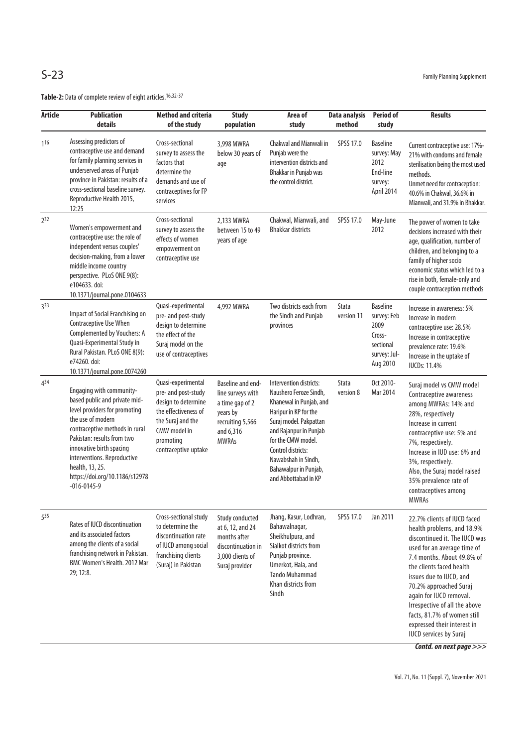**Table-2:** Data of complete review of eight articles.[16,32-37]

| Article | Publication details | Method and criteria of the study | Study population | Area of study | Data analysis method | Period of study | Results |
|---|---|---|---|---|---|---|---|
| 1[16] | Assessing predictors of contraceptive use and demand for family planning services in underserved areas of Punjab province in Pakistan: results of a cross-sectional baseline survey. Reproductive Health 2015, 12:25 | Cross-sectional survey to assess the factors that determine the demands and use of contraceptives for FP services | 3,998 MWRA below 30 years of age | Chakwal and Mianwali in Punjab were the intervention districts and Bhakkar in Punjab was the control district. | SPSS 17.0 | Baseline survey: May 2012 End-line survey: April 2014 | Current contraceptive use: 17%-21% with condoms and female sterilisation being the most used methods. Unmet need for contraception: 40.6% in Chakwal, 36.6% in Mianwali, and 31.9% in Bhakkar. |
| 2[32] | Women's empowerment and contraceptive use: the role of independent versus couples' decision-making, from a lower middle income country perspective. PLoS ONE 9(8): e104633. doi: 10.1371/journal.pone.0104633 | Cross-sectional survey to assess the effects of women empowerment on contraceptive use | 2,133 MWRA between 15 to 49 years of age | Chakwal, Mianwali, and Bhakkar districts | SPSS 17.0 | May-June 2012 | The power of women to take decisions increased with their age, qualification, number of children, and belonging to a family of higher socio economic status which led to a rise in both, female-only and couple contraception methods |
| 3[33] | Impact of Social Franchising on Contraceptive Use When Complemented by Vouchers: A Quasi-Experimental Study in Rural Pakistan. PLoS ONE 8(9): e74260. doi: 10.1371/journal.pone.0074260 | Quasi-experimental pre- and post-study design to determine the effect of the Suraj model on the use of contraceptives | 4,992 MWRA | Two districts each from the Sindh and Punjab provinces | Stata version 11 | Baseline survey: Feb 2009 Cross-sectional survey: Jul-Aug 2010 | Increase in awareness: 5% Increase in modern contraceptive use: 28.5% Increase in contraceptive prevalence rate: 19.6% Increase in the uptake of IUCDs: 11.4% |
| 4[34] | Engaging with community-based public and private mid-level providers for promoting the use of modern contraceptive methods in rural Pakistan: results from two innovative birth spacing interventions. Reproductive health, 13, 25. https://doi.org/10.1186/s12978-016-0145-9 | Quasi-experimental pre- and post-study design to determine the effectiveness of the Suraj and the CMW model in promoting contraceptive uptake | Baseline and end-line surveys with a time gap of 2 years by recruiting 5,566 and 6,316 MWRAs | Intervention districts: Naushero Feroze Sindh, Khanewal in Punjab, and Haripur in KP for the Suraj model. Pakpattan and Rajanpur in Punjab for the CMW model. Control districts: Nawabshah in Sindh, Bahawalpur in Punjab, and Abbottabad in KP | Stata version 8 | Oct 2010-Mar 2014 | Suraj model vs CMW model Contraceptive awareness among MWRAs: 14% and 28%, respectively Increase in current contraceptive use: 5% and 7%, respectively. Increase in IUD use: 6% and 3%, respectively. Also, the Suraj model raised 35% prevalence rate of contraceptives among MWRAs |
| 5[35] | Rates of IUCD discontinuation and its associated factors among the clients of a social franchising network in Pakistan. BMC Women's Health. 2012 Mar 29; 12:8. | Cross-sectional study to determine the discontinuation rate of IUCD among social franchising clients (Suraj) in Pakistan | Study conducted at 6, 12, and 24 months after discontinuation in 3,000 clients of Suraj provider | Jhang, Kasur, Lodhran, Bahawalnagar, Sheikhupura, and Sialkot districts from Punjab province. Umerkot, Hala, and Tando Muhammad Khan districts from Sindh | SPSS 17.0 | Jan 2011 | 22.7% clients of IUCD faced health problems, and 18.9% discontinued it. The IUCD was used for an average time of 7.4 months. About 49.8% of the clients faced health issues due to IUCD, and 70.2% approached Suraj again for IUCD removal. Irrespective of all the above facts, 81.7% of women still expressed their interest in IUCD services by Suraj |

***Contd. on next page >>>***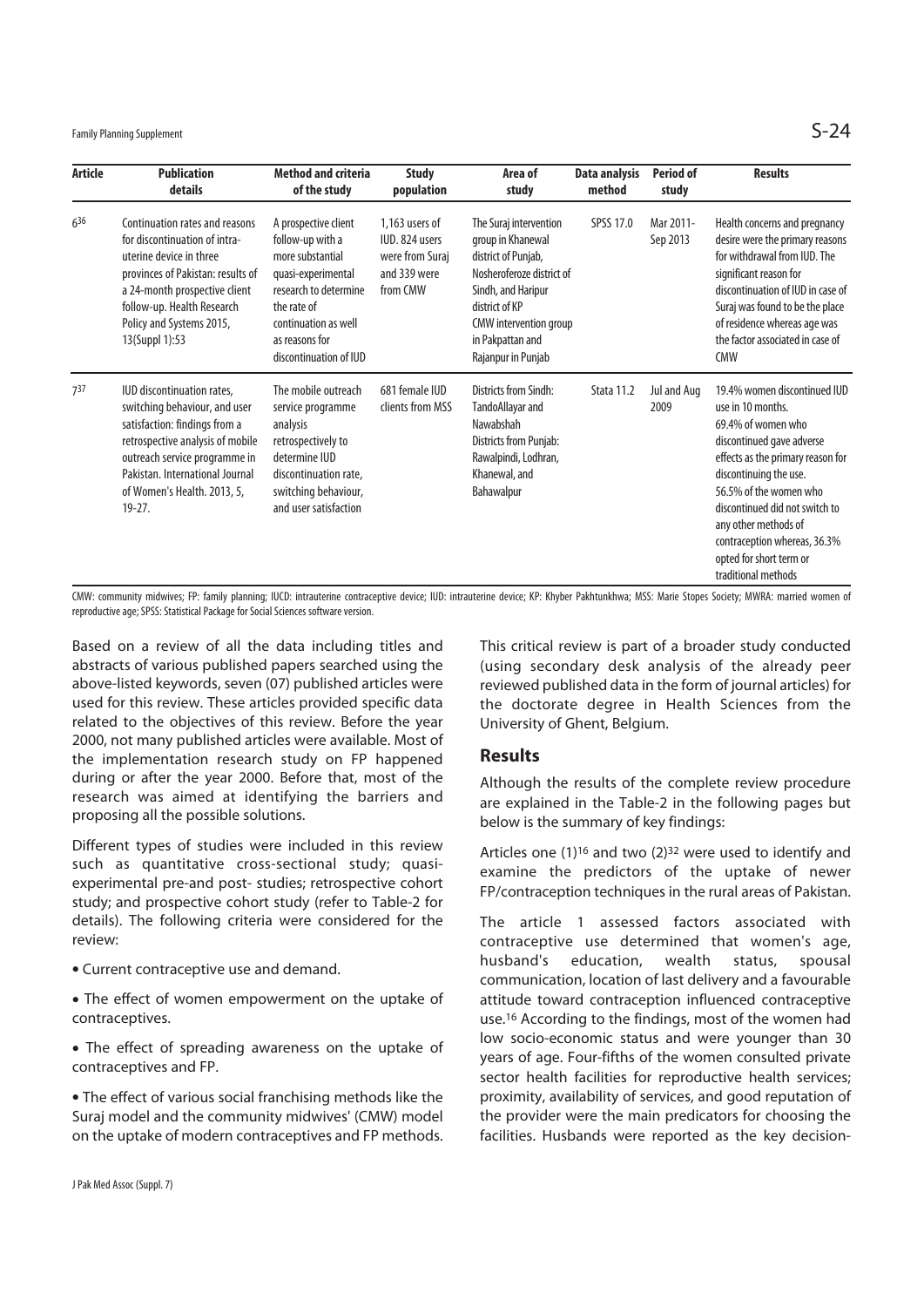| Article | Publication details | Method and criteria of the study | Study population | Area of study | Data analysis method | Period of study | Results |
|---|---|---|---|---|---|---|---|
| 6[36] | Continuation rates and reasons for discontinuation of intra-uterine device in three provinces of Pakistan: results of a 24-month prospective client follow-up. Health Research Policy and Systems 2015, 13(Suppl 1):53 | A prospective client follow-up with a more substantial quasi-experimental research to determine the rate of continuation as well as reasons for discontinuation of IUD | 1,163 users of IUD. 824 users were from Suraj and 339 were from CMW | The Suraj intervention group in Khanewal district of Punjab, Nosheroferoze district of Sindh, and Haripur district of KP CMW intervention group in Pakpattan and Rajanpur in Punjab | SPSS 17.0 | Mar 2011-Sep 2013 | Health concerns and pregnancy desire were the primary reasons for withdrawal from IUD. The significant reason for discontinuation of IUD in case of Suraj was found to be the place of residence whereas age was the factor associated in case of CMW |
| 7[37] | IUD discontinuation rates, switching behaviour, and user satisfaction: findings from a retrospective analysis of mobile outreach service programme in Pakistan. International Journal of Women's Health. 2013, 5, 19-27. | The mobile outreach service programme analysis retrospectively to determine IUD discontinuation rate, switching behaviour, and user satisfaction | 681 female IUD clients from MSS | Districts from Sindh: TandoAllayar and Nawabshah Districts from Punjab: Rawalpindi, Lodhran, Khanewal, and Bahawalpur | Stata 11.2 | Jul and Aug 2009 | 19.4% women discontinued IUD use in 10 months. 69.4% of women who discontinued gave adverse effects as the primary reason for discontinuing the use. 56.5% of the women who discontinued did not switch to any other methods of contraception whereas, 36.3% opted for short term or traditional methods |

CMW: community midwives; FP: family planning; IUCD: intrauterine contraceptive device; IUD: intrauterine device; KP: Khyber Pakhtunkhwa; MSS: Marie Stopes Society; MWRA: married women of reproductive age; SPSS: Statistical Package for Social Sciences software version.

Based on a review of all the data including titles and abstracts of various published papers searched using the above-listed keywords, seven (07) published articles were used for this review. These articles provided specific data related to the objectives of this review. Before the year 2000, not many published articles were available. Most of the implementation research study on FP happened during or after the year 2000. Before that, most of the research was aimed at identifying the barriers and proposing all the possible solutions.

Different types of studies were included in this review such as quantitative cross-sectional study; quasi-experimental pre-and post- studies; retrospective cohort study; and prospective cohort study (refer to Table-2 for details). The following criteria were considered for the review:

- Current contraceptive use and demand.
- The effect of women empowerment on the uptake of contraceptives.
- The effect of spreading awareness on the uptake of contraceptives and FP.
- The effect of various social franchising methods like the Suraj model and the community midwives' (CMW) model on the uptake of modern contraceptives and FP methods.

This critical review is part of a broader study conducted (using secondary desk analysis of the already peer reviewed published data in the form of journal articles) for the doctorate degree in Health Sciences from the University of Ghent, Belgium.

## Results

Although the results of the complete review procedure are explained in the Table-2 in the following pages but below is the summary of key findings:

Articles one (1)[16] and two (2)[32] were used to identify and examine the predictors of the uptake of newer FP/contraception techniques in the rural areas of Pakistan.

The article 1 assessed factors associated with contraceptive use determined that women's age, husband's education, wealth status, spousal communication, location of last delivery and a favourable attitude toward contraception influenced contraceptive use.[16] According to the findings, most of the women had low socio-economic status and were younger than 30 years of age. Four-fifths of the women consulted private sector health facilities for reproductive health services; proximity, availability of services, and good reputation of the provider were the main predicators for choosing the facilities. Husbands were reported as the key decision-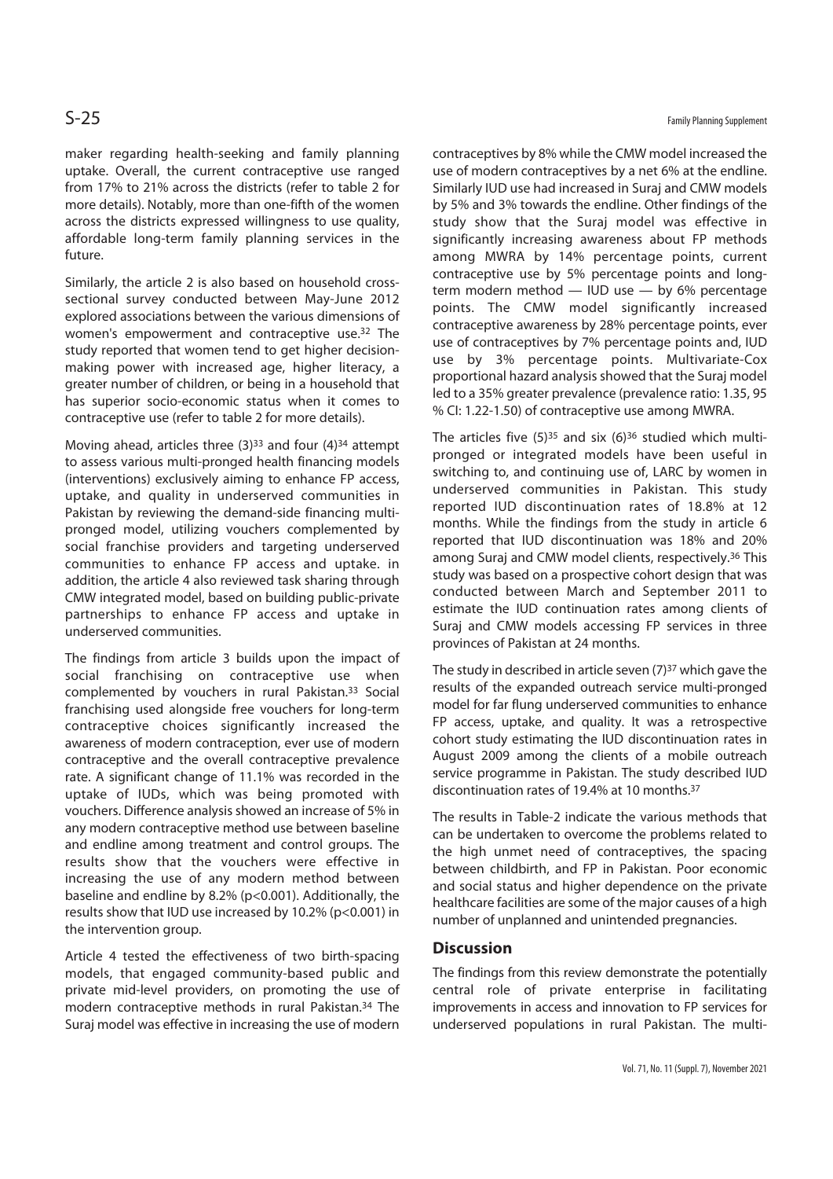maker regarding health-seeking and family planning uptake. Overall, the current contraceptive use ranged from 17% to 21% across the districts (refer to table 2 for more details). Notably, more than one-fifth of the women across the districts expressed willingness to use quality, affordable long-term family planning services in the future.

Similarly, the article 2 is also based on household cross-sectional survey conducted between May-June 2012 explored associations between the various dimensions of women's empowerment and contraceptive use.[32] The study reported that women tend to get higher decision-making power with increased age, higher literacy, a greater number of children, or being in a household that has superior socio-economic status when it comes to contraceptive use (refer to table 2 for more details).

Moving ahead, articles three (3)[33] and four (4)[34] attempt to assess various multi-pronged health financing models (interventions) exclusively aiming to enhance FP access, uptake, and quality in underserved communities in Pakistan by reviewing the demand-side financing multi-pronged model, utilizing vouchers complemented by social franchise providers and targeting underserved communities to enhance FP access and uptake. in addition, the article 4 also reviewed task sharing through CMW integrated model, based on building public-private partnerships to enhance FP access and uptake in underserved communities.

The findings from article 3 builds upon the impact of social franchising on contraceptive use when complemented by vouchers in rural Pakistan.[33] Social franchising used alongside free vouchers for long-term contraceptive choices significantly increased the awareness of modern contraception, ever use of modern contraceptive and the overall contraceptive prevalence rate. A significant change of 11.1% was recorded in the uptake of IUDs, which was being promoted with vouchers. Difference analysis showed an increase of 5% in any modern contraceptive method use between baseline and endline among treatment and control groups. The results show that the vouchers were effective in increasing the use of any modern method between baseline and endline by 8.2% ($p<0.001$). Additionally, the results show that IUD use increased by 10.2% ($p<0.001$) in the intervention group.

Article 4 tested the effectiveness of two birth-spacing models, that engaged community-based public and private mid-level providers, on promoting the use of modern contraceptive methods in rural Pakistan.[34] The Suraj model was effective in increasing the use of modern contraceptives by 8% while the CMW model increased the use of modern contraceptives by a net 6% at the endline. Similarly IUD use had increased in Suraj and CMW models by 5% and 3% towards the endline. Other findings of the study show that the Suraj model was effective in significantly increasing awareness about FP methods among MWRA by 14% percentage points, current contraceptive use by 5% percentage points and long-term modern method — IUD use — by 6% percentage points. The CMW model significantly increased contraceptive awareness by 28% percentage points, ever use of contraceptives by 7% percentage points and, IUD use by 3% percentage points. Multivariate-Cox proportional hazard analysis showed that the Suraj model led to a 35% greater prevalence (prevalence ratio: 1.35, 95 % CI: 1.22-1.50) of contraceptive use among MWRA.

The articles five (5)[35] and six (6)[36] studied which multi-pronged or integrated models have been useful in switching to, and continuing use of, LARC by women in underserved communities in Pakistan. This study reported IUD discontinuation rates of 18.8% at 12 months. While the findings from the study in article 6 reported that IUD discontinuation was 18% and 20% among Suraj and CMW model clients, respectively.[36] This study was based on a prospective cohort design that was conducted between March and September 2011 to estimate the IUD continuation rates among clients of Suraj and CMW models accessing FP services in three provinces of Pakistan at 24 months.

The study in described in article seven (7)[37] which gave the results of the expanded outreach service multi-pronged model for far flung underserved communities to enhance FP access, uptake, and quality. It was a retrospective cohort study estimating the IUD discontinuation rates in August 2009 among the clients of a mobile outreach service programme in Pakistan. The study described IUD discontinuation rates of 19.4% at 10 months.[37]

The results in Table-2 indicate the various methods that can be undertaken to overcome the problems related to the high unmet need of contraceptives, the spacing between childbirth, and FP in Pakistan. Poor economic and social status and higher dependence on the private healthcare facilities are some of the major causes of a high number of unplanned and unintended pregnancies.

## Discussion

The findings from this review demonstrate the potentially central role of private enterprise in facilitating improvements in access and innovation to FP services for underserved populations in rural Pakistan. The multi-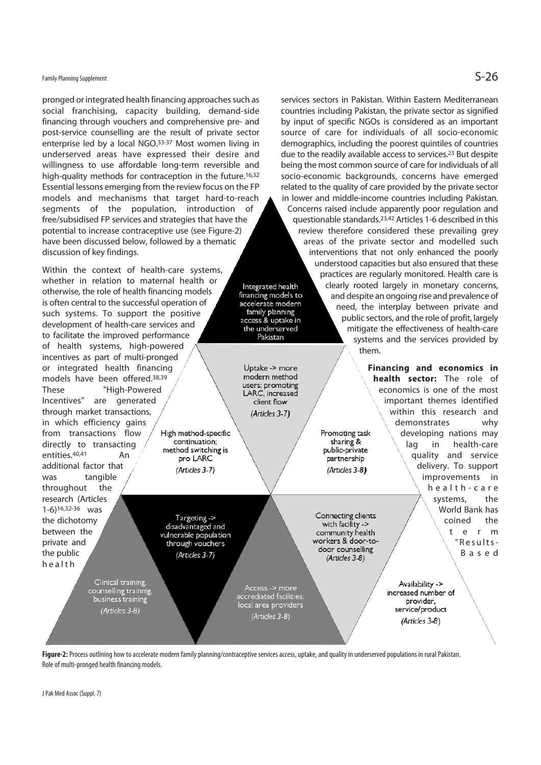pronged or integrated health financing approaches such as social franchising, capacity building, demand-side financing through vouchers and comprehensive pre- and post-service counselling are the result of private sector enterprise led by a local NGO.[33-37] Most women living in underserved areas have expressed their desire and willingness to use affordable long-term reversible and high-quality methods for contraception in the future.[16,32] Essential lessons emerging from the review focus on the FP models and mechanisms that target hard-to-reach segments of the population, introduction of free/subsidised FP services and strategies that have the potential to increase contraceptive use (see Figure-2) have been discussed below, followed by a thematic discussion of key findings.

Within the context of health-care systems, whether in relation to maternal health or otherwise, the role of health financing models is often central to the successful operation of such systems. To support the positive development of health-care services and to facilitate the improved performance of health systems, high-powered incentives as part of multi-pronged or integrated health financing models have been offered.[38,39] These "High-Powered Incentives" are generated through market transactions, in which efficiency gains from transactions flow directly to transacting entities.[40,41] An additional factor that was tangible throughout the research (Articles 1-6)[16,32-36] was the dichotomy between the private and the public health services sectors in Pakistan. Within Eastern Mediterranean countries including Pakistan, the private sector as signified by input of specific NGOs is considered as an important source of care for individuals of all socio-economic demographics, including the poorest quintiles of countries due to the readily available access to services.[23] But despite being the most common source of care for individuals of all socio-economic backgrounds, concerns have emerged related to the quality of care provided by the private sector in lower and middle-income countries including Pakistan. Concerns raised include apparently poor regulation and questionable standards.[23,42] Articles 1-6 described in this review therefore considered these prevailing grey areas of the private sector and modelled such interventions that not only enhanced the poorly understood capacities but also ensured that these practices are regularly monitored. Health care is clearly rooted largely in monetary concerns, and despite an ongoing rise and prevalence of need, the interplay between private and public sectors, and the role of profit, largely mitigate the effectiveness of health-care systems and the services provided by them.

**Financing and economics in health sector:** The role of economics is one of the most important themes identified within this research and demonstrates why developing nations may lag in health-care quality and service delivery. To support improvements in health-care systems, the World Bank has coined the term "Results-Based

Integrated health financing models to accelerate modern family planning access & uptake in the underserved Pakistan

Uptake -> more modern method users; promoting LARC, increased client flow (*Articles 3-7*)

High method-specific continuation; method switching is pro LARC (*Articles 3-7*)

Promoting task sharing & public-private partnership (*Articles 3-8*)

Targeting -> disadvantaged and vulnerable population through vouchers (*Articles 3-7*)

Connecting clients with facility -> community health workers & door-to-door counselling (*Articles 3-8*)

Clinical training, counselling trainnig, business training (*Articles 3-8*)

Access -> more accrediated facilities; local area providers (*Articles 3-8*)

Availability -> increased number of provider, service/product (*Articles 3-8*)

**Figure-2:** Process outlining how to accelerate modern family planning/contraceptive services access, uptake, and quality in underserved populations in rural Pakistan. Role of multi-pronged health financing models.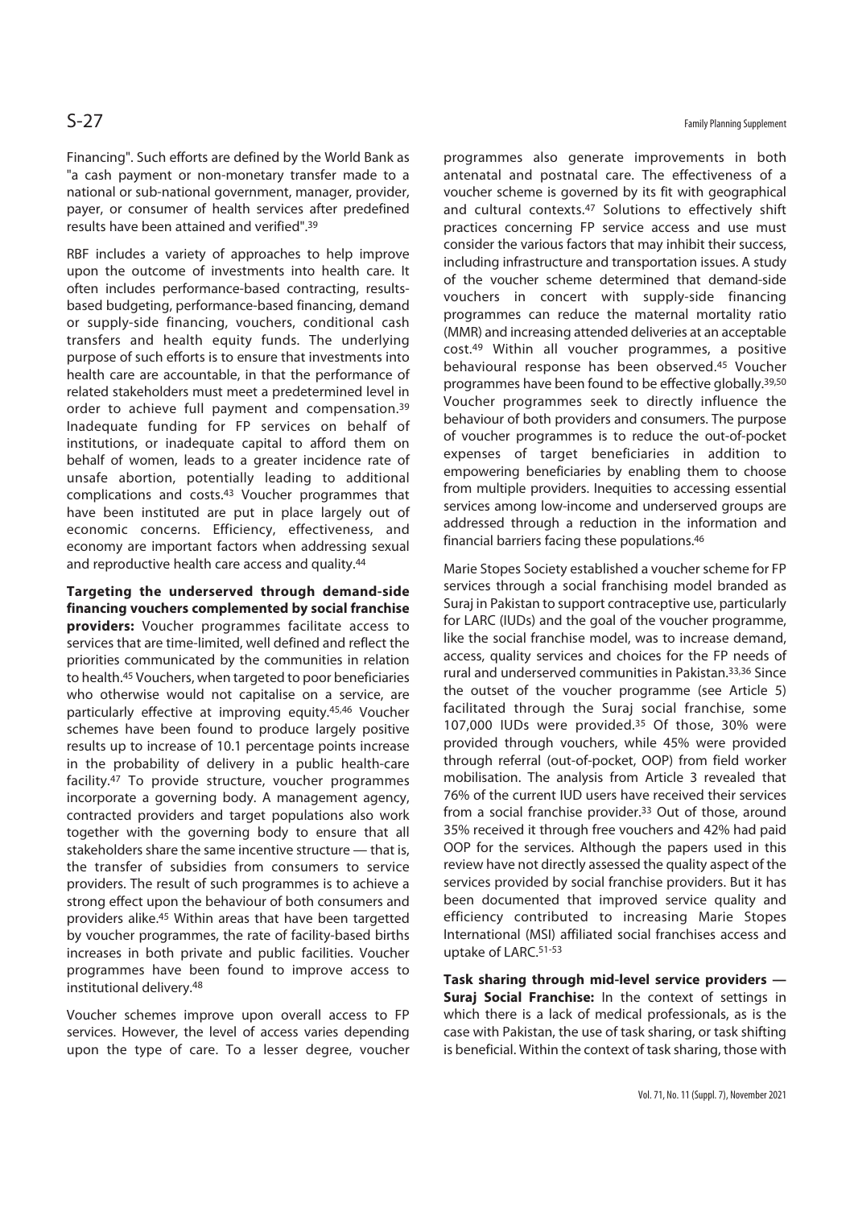Financing". Such efforts are defined by the World Bank as "a cash payment or non-monetary transfer made to a national or sub-national government, manager, provider, payer, or consumer of health services after predefined results have been attained and verified".[39]

RBF includes a variety of approaches to help improve upon the outcome of investments into health care. It often includes performance-based contracting, results-based budgeting, performance-based financing, demand or supply-side financing, vouchers, conditional cash transfers and health equity funds. The underlying purpose of such efforts is to ensure that investments into health care are accountable, in that the performance of related stakeholders must meet a predetermined level in order to achieve full payment and compensation.[39] Inadequate funding for FP services on behalf of institutions, or inadequate capital to afford them on behalf of women, leads to a greater incidence rate of unsafe abortion, potentially leading to additional complications and costs.[43] Voucher programmes that have been instituted are put in place largely out of economic concerns. Efficiency, effectiveness, and economy are important factors when addressing sexual and reproductive health care access and quality.[44]

**Targeting the underserved through demand-side financing vouchers complemented by social franchise providers:** Voucher programmes facilitate access to services that are time-limited, well defined and reflect the priorities communicated by the communities in relation to health.[45] Vouchers, when targeted to poor beneficiaries who otherwise would not capitalise on a service, are particularly effective at improving equity.[45,46] Voucher schemes have been found to produce largely positive results up to increase of 10.1 percentage points increase in the probability of delivery in a public health-care facility.[47] To provide structure, voucher programmes incorporate a governing body. A management agency, contracted providers and target populations also work together with the governing body to ensure that all stakeholders share the same incentive structure — that is, the transfer of subsidies from consumers to service providers. The result of such programmes is to achieve a strong effect upon the behaviour of both consumers and providers alike.[45] Within areas that have been targetted by voucher programmes, the rate of facility-based births increases in both private and public facilities. Voucher programmes have been found to improve access to institutional delivery.[48]

Voucher schemes improve upon overall access to FP services. However, the level of access varies depending upon the type of care. To a lesser degree, voucher programmes also generate improvements in both antenatal and postnatal care. The effectiveness of a voucher scheme is governed by its fit with geographical and cultural contexts.[47] Solutions to effectively shift practices concerning FP service access and use must consider the various factors that may inhibit their success, including infrastructure and transportation issues. A study of the voucher scheme determined that demand-side vouchers in concert with supply-side financing programmes can reduce the maternal mortality ratio (MMR) and increasing attended deliveries at an acceptable cost.[49] Within all voucher programmes, a positive behavioural response has been observed.[45] Voucher programmes have been found to be effective globally.[39,50] Voucher programmes seek to directly influence the behaviour of both providers and consumers. The purpose of voucher programmes is to reduce the out-of-pocket expenses of target beneficiaries in addition to empowering beneficiaries by enabling them to choose from multiple providers. Inequities to accessing essential services among low-income and underserved groups are addressed through a reduction in the information and financial barriers facing these populations.[46]

Marie Stopes Society established a voucher scheme for FP services through a social franchising model branded as Suraj in Pakistan to support contraceptive use, particularly for LARC (IUDs) and the goal of the voucher programme, like the social franchise model, was to increase demand, access, quality services and choices for the FP needs of rural and underserved communities in Pakistan.[33,36] Since the outset of the voucher programme (see Article 5) facilitated through the Suraj social franchise, some 107,000 IUDs were provided.[35] Of those, 30% were provided through vouchers, while 45% were provided through referral (out-of-pocket, OOP) from field worker mobilisation. The analysis from Article 3 revealed that 76% of the current IUD users have received their services from a social franchise provider.[33] Out of those, around 35% received it through free vouchers and 42% had paid OOP for the services. Although the papers used in this review have not directly assessed the quality aspect of the services provided by social franchise providers. But it has been documented that improved service quality and efficiency contributed to increasing Marie Stopes International (MSI) affiliated social franchises access and uptake of LARC.[51-53]

**Task sharing through mid-level service providers — Suraj Social Franchise:** In the context of settings in which there is a lack of medical professionals, as is the case with Pakistan, the use of task sharing, or task shifting is beneficial. Within the context of task sharing, those with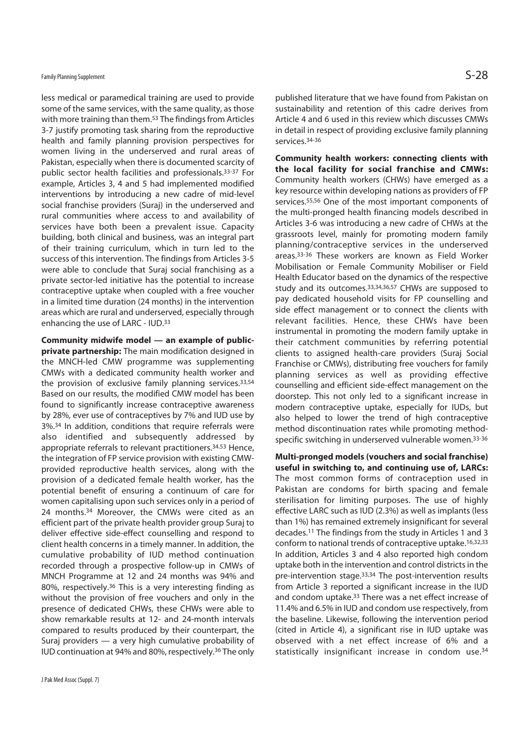less medical or paramedical training are used to provide some of the same services, with the same quality, as those with more training than them.[53] The findings from Articles 3-7 justify promoting task sharing from the reproductive health and family planning provision perspectives for women living in the underserved and rural areas of Pakistan, especially when there is documented scarcity of public sector health facilities and professionals.[33-37] For example, Articles 3, 4 and 5 had implemented modified interventions by introducing a new cadre of mid-level social franchise providers (Suraj) in the underserved and rural communities where access to and availability of services have both been a prevalent issue. Capacity building, both clinical and business, was an integral part of their training curriculum, which in turn led to the success of this intervention. The findings from Articles 3-5 were able to conclude that Suraj social franchising as a private sector-led initiative has the potential to increase contraceptive uptake when coupled with a free voucher in a limited time duration (24 months) in the intervention areas which are rural and underserved, especially through enhancing the use of LARC - IUD.[33]

**Community midwife model — an example of public-private partnership:** The main modification designed in the MNCH-led CMW programme was supplementing CMWs with a dedicated community health worker and the provision of exclusive family planning services.[33,54] Based on our results, the modified CMW model has been found to significantly increase contraceptive awareness by 28%, ever use of contraceptives by 7% and IUD use by 3%.[34] In addition, conditions that require referrals were also identified and subsequently addressed by appropriate referrals to relevant practitioners.[34,53] Hence, the integration of FP service provision with existing CMW-provided reproductive health services, along with the provision of a dedicated female health worker, has the potential benefit of ensuring a continuum of care for women capitalising upon such services only in a period of 24 months.[34] Moreover, the CMWs were cited as an efficient part of the private health provider group Suraj to deliver effective side-effect counselling and respond to client health concerns in a timely manner. In addition, the cumulative probability of IUD method continuation recorded through a prospective follow-up in CMWs of MNCH Programme at 12 and 24 months was 94% and 80%, respectively.[36] This is a very interesting finding as without the provision of free vouchers and only in the presence of dedicated CHWs, these CHWs were able to show remarkable results at 12- and 24-month intervals compared to results produced by their counterpart, the Suraj providers — a very high cumulative probability of IUD continuation at 94% and 80%, respectively.[36] The only published literature that we have found from Pakistan on sustainability and retention of this cadre derives from Article 4 and 6 used in this review which discusses CMWs in detail in respect of providing exclusive family planning services.[34-36]

**Community health workers: connecting clients with the local facility for social franchise and CMWs:** Community health workers (CHWs) have emerged as a key resource within developing nations as providers of FP services.[55,56] One of the most important components of the multi-pronged health financing models described in Articles 3-6 was introducing a new cadre of CHWs at the grassroots level, mainly for promoting modern family planning/contraceptive services in the underserved areas.[33-36] These workers are known as Field Worker Mobilisation or Female Community Mobiliser or Field Health Educator based on the dynamics of the respective study and its outcomes.[33,34,36,57] CHWs are supposed to pay dedicated household visits for FP counselling and side effect management or to connect the clients with relevant facilities. Hence, these CHWs have been instrumental in promoting the modern family uptake in their catchment communities by referring potential clients to assigned health-care providers (Suraj Social Franchise or CMWs), distributing free vouchers for family planning services as well as providing effective counselling and efficient side-effect management on the doorstep. This not only led to a significant increase in modern contraceptive uptake, especially for IUDs, but also helped to lower the trend of high contraceptive method discontinuation rates while promoting method-specific switching in underserved vulnerable women.[33-36]

**Multi-pronged models (vouchers and social franchise) useful in switching to, and continuing use of, LARCs:** The most common forms of contraception used in Pakistan are condoms for birth spacing and female sterilisation for limiting purposes. The use of highly effective LARC such as IUD (2.3%) as well as implants (less than 1%) has remained extremely insignificant for several decades.[11] The findings from the study in Articles 1 and 3 conform to national trends of contraceptive uptake.[16,32,33] In addition, Articles 3 and 4 also reported high condom uptake both in the intervention and control districts in the pre-intervention stage.[33,34] The post-intervention results from Article 3 reported a significant increase in the IUD and condom uptake.[33] There was a net effect increase of 11.4% and 6.5% in IUD and condom use respectively, from the baseline. Likewise, following the intervention period (cited in Article 4), a significant rise in IUD uptake was observed with a net effect increase of 6% and a statistically insignificant increase in condom use.[34]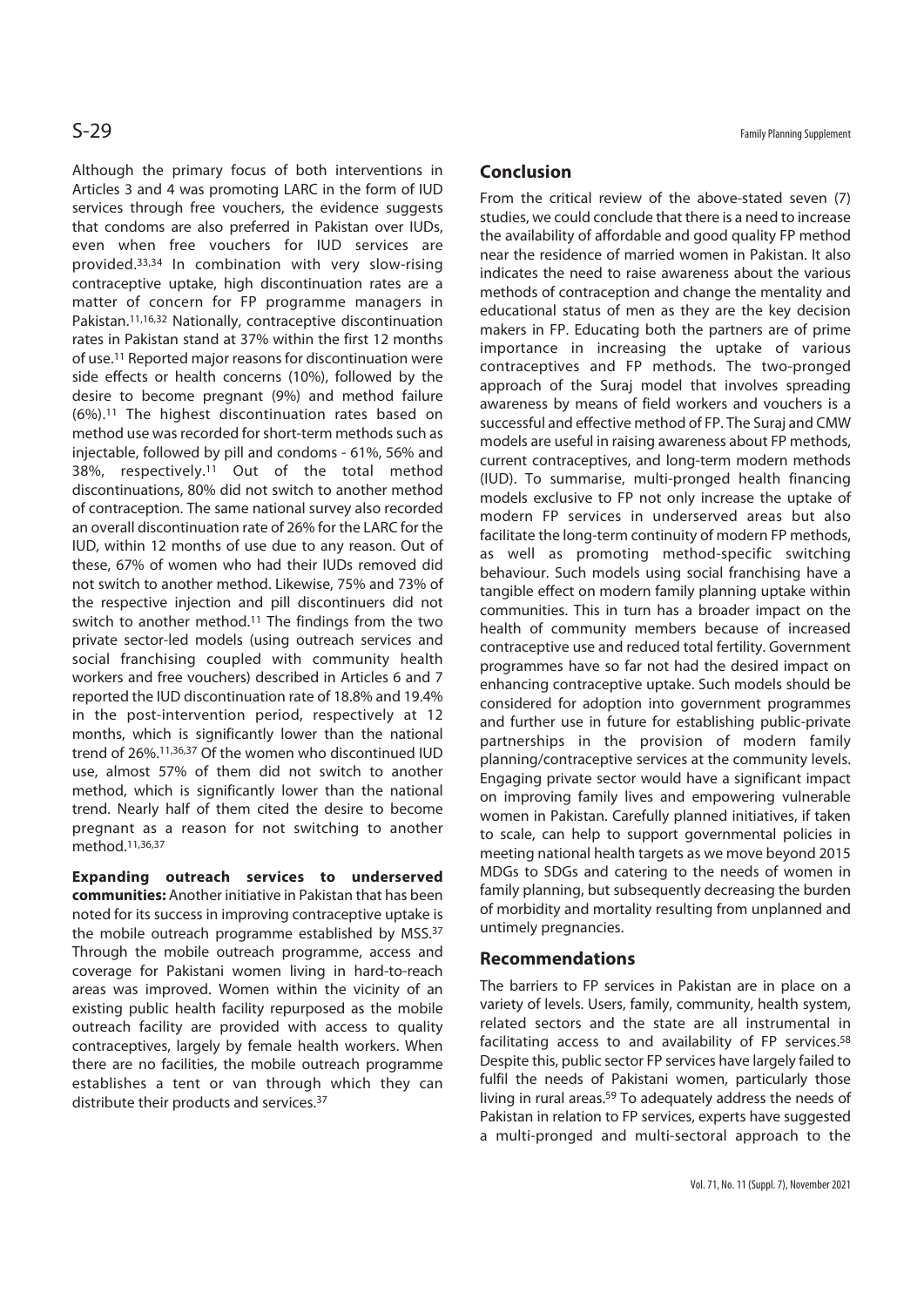Although the primary focus of both interventions in Articles 3 and 4 was promoting LARC in the form of IUD services through free vouchers, the evidence suggests that condoms are also preferred in Pakistan over IUDs, even when free vouchers for IUD services are provided.[33,34] In combination with very slow-rising contraceptive uptake, high discontinuation rates are a matter of concern for FP programme managers in Pakistan.[11,16,32] Nationally, contraceptive discontinuation rates in Pakistan stand at 37% within the first 12 months of use.[11] Reported major reasons for discontinuation were side effects or health concerns (10%), followed by the desire to become pregnant (9%) and method failure (6%).[11] The highest discontinuation rates based on method use was recorded for short-term methods such as injectable, followed by pill and condoms - 61%, 56% and 38%, respectively.[11] Out of the total method discontinuations, 80% did not switch to another method of contraception. The same national survey also recorded an overall discontinuation rate of 26% for the LARC for the IUD, within 12 months of use due to any reason. Out of these, 67% of women who had their IUDs removed did not switch to another method. Likewise, 75% and 73% of the respective injection and pill discontinuers did not switch to another method.[11] The findings from the two private sector-led models (using outreach services and social franchising coupled with community health workers and free vouchers) described in Articles 6 and 7 reported the IUD discontinuation rate of 18.8% and 19.4% in the post-intervention period, respectively at 12 months, which is significantly lower than the national trend of 26%.[11,36,37] Of the women who discontinued IUD use, almost 57% of them did not switch to another method, which is significantly lower than the national trend. Nearly half of them cited the desire to become pregnant as a reason for not switching to another method.[11,36,37]

**Expanding outreach services to underserved communities:** Another initiative in Pakistan that has been noted for its success in improving contraceptive uptake is the mobile outreach programme established by MSS.[37] Through the mobile outreach programme, access and coverage for Pakistani women living in hard-to-reach areas was improved. Women within the vicinity of an existing public health facility repurposed as the mobile outreach facility are provided with access to quality contraceptives, largely by female health workers. When there are no facilities, the mobile outreach programme establishes a tent or van through which they can distribute their products and services.[37]

## Conclusion

From the critical review of the above-stated seven (7) studies, we could conclude that there is a need to increase the availability of affordable and good quality FP method near the residence of married women in Pakistan. It also indicates the need to raise awareness about the various methods of contraception and change the mentality and educational status of men as they are the key decision makers in FP. Educating both the partners are of prime importance in increasing the uptake of various contraceptives and FP methods. The two-pronged approach of the Suraj model that involves spreading awareness by means of field workers and vouchers is a successful and effective method of FP. The Suraj and CMW models are useful in raising awareness about FP methods, current contraceptives, and long-term modern methods (IUD). To summarise, multi-pronged health financing models exclusive to FP not only increase the uptake of modern FP services in underserved areas but also facilitate the long-term continuity of modern FP methods, as well as promoting method-specific switching behaviour. Such models using social franchising have a tangible effect on modern family planning uptake within communities. This in turn has a broader impact on the health of community members because of increased contraceptive use and reduced total fertility. Government programmes have so far not had the desired impact on enhancing contraceptive uptake. Such models should be considered for adoption into government programmes and further use in future for establishing public-private partnerships in the provision of modern family planning/contraceptive services at the community levels. Engaging private sector would have a significant impact on improving family lives and empowering vulnerable women in Pakistan. Carefully planned initiatives, if taken to scale, can help to support governmental policies in meeting national health targets as we move beyond 2015 MDGs to SDGs and catering to the needs of women in family planning, but subsequently decreasing the burden of morbidity and mortality resulting from unplanned and untimely pregnancies.

## Recommendations

The barriers to FP services in Pakistan are in place on a variety of levels. Users, family, community, health system, related sectors and the state are all instrumental in facilitating access to and availability of FP services.[58] Despite this, public sector FP services have largely failed to fulfil the needs of Pakistani women, particularly those living in rural areas.[59] To adequately address the needs of Pakistan in relation to FP services, experts have suggested a multi-pronged and multi-sectoral approach to the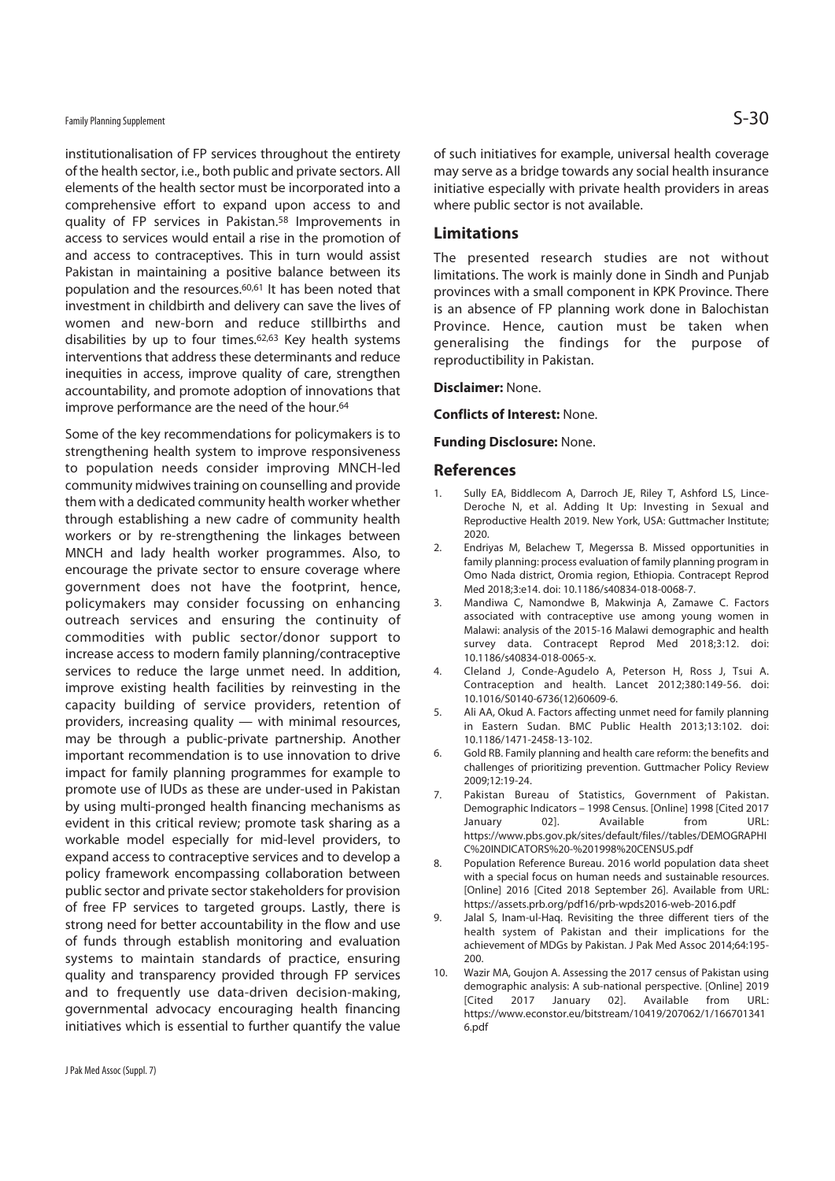institutionalisation of FP services throughout the entirety of the health sector, i.e., both public and private sectors. All elements of the health sector must be incorporated into a comprehensive effort to expand upon access to and quality of FP services in Pakistan.[58] Improvements in access to services would entail a rise in the promotion of and access to contraceptives. This in turn would assist Pakistan in maintaining a positive balance between its population and the resources.[60,61] It has been noted that investment in childbirth and delivery can save the lives of women and new-born and reduce stillbirths and disabilities by up to four times.[62,63] Key health systems interventions that address these determinants and reduce inequities in access, improve quality of care, strengthen accountability, and promote adoption of innovations that improve performance are the need of the hour.[64]

Some of the key recommendations for policymakers is to strengthening health system to improve responsiveness to population needs consider improving MNCH-led community midwives training on counselling and provide them with a dedicated community health worker whether through establishing a new cadre of community health workers or by re-strengthening the linkages between MNCH and lady health worker programmes. Also, to encourage the private sector to ensure coverage where government does not have the footprint, hence, policymakers may consider focussing on enhancing outreach services and ensuring the continuity of commodities with public sector/donor support to increase access to modern family planning/contraceptive services to reduce the large unmet need. In addition, improve existing health facilities by reinvesting in the capacity building of service providers, retention of providers, increasing quality — with minimal resources, may be through a public-private partnership. Another important recommendation is to use innovation to drive impact for family planning programmes for example to promote use of IUDs as these are under-used in Pakistan by using multi-pronged health financing mechanisms as evident in this critical review; promote task sharing as a workable model especially for mid-level providers, to expand access to contraceptive services and to develop a policy framework encompassing collaboration between public sector and private sector stakeholders for provision of free FP services to targeted groups. Lastly, there is strong need for better accountability in the flow and use of funds through establish monitoring and evaluation systems to maintain standards of practice, ensuring quality and transparency provided through FP services and to frequently use data-driven decision-making, governmental advocacy encouraging health financing initiatives which is essential to further quantify the value of such initiatives for example, universal health coverage may serve as a bridge towards any social health insurance initiative especially with private health providers in areas where public sector is not available.

## Limitations

The presented research studies are not without limitations. The work is mainly done in Sindh and Punjab provinces with a small component in KPK Province. There is an absence of FP planning work done in Balochistan Province. Hence, caution must be taken when generalising the findings for the purpose of reproductibility in Pakistan.

**Disclaimer:** None.

**Conflicts of Interest:** None.

**Funding Disclosure:** None.

## References

1. Sully EA, Biddlecom A, Darroch JE, Riley T, Ashford LS, Lince-Deroche N, et al. Adding It Up: Investing in Sexual and Reproductive Health 2019. New York, USA: Guttmacher Institute; 2020.
2. Endriyas M, Belachew T, Megerssa B. Missed opportunities in family planning: process evaluation of family planning program in Omo Nada district, Oromia region, Ethiopia. Contracept Reprod Med 2018;3:e14. doi: 10.1186/s40834-018-0068-7.
3. Mandiwa C, Namondwe B, Makwinja A, Zamawe C. Factors associated with contraceptive use among young women in Malawi: analysis of the 2015-16 Malawi demographic and health survey data. Contracept Reprod Med 2018;3:12. doi: 10.1186/s40834-018-0065-x.
4. Cleland J, Conde-Agudelo A, Peterson H, Ross J, Tsui A. Contraception and health. Lancet 2012;380:149-56. doi: 10.1016/S0140-6736(12)60609-6.
5. Ali AA, Okud A. Factors affecting unmet need for family planning in Eastern Sudan. BMC Public Health 2013;13:102. doi: 10.1186/1471-2458-13-102.
6. Gold RB. Family planning and health care reform: the benefits and challenges of prioritizing prevention. Guttmacher Policy Review 2009;12:19-24.
7. Pakistan Bureau of Statistics, Government of Pakistan. Demographic Indicators – 1998 Census. [Online] 1998 [Cited 2017 January 02]. Available from URL: https://www.pbs.gov.pk/sites/default/files//tables/DEMOGRAPHIC%20INDICATORS%20-%201998%20CENSUS.pdf
8. Population Reference Bureau. 2016 world population data sheet with a special focus on human needs and sustainable resources. [Online] 2016 [Cited 2018 September 26]. Available from URL: https://assets.prb.org/pdf16/prb-wpds2016-web-2016.pdf
9. Jalal S, Inam-ul-Haq. Revisiting the three different tiers of the health system of Pakistan and their implications for the achievement of MDGs by Pakistan. J Pak Med Assoc 2014;64:195-200.
10. Wazir MA, Goujon A. Assessing the 2017 census of Pakistan using demographic analysis: A sub-national perspective. [Online] 2019 [Cited 2017 January 02]. Available from URL: https://www.econstor.eu/bitstream/10419/207062/1/1667013416.pdf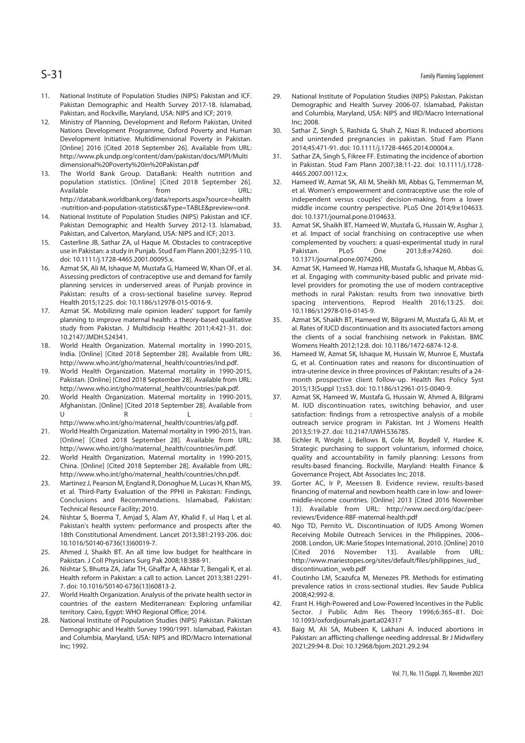11. National Institute of Population Studies (NIPS) Pakistan and ICF. Pakistan Demographic and Health Survey 2017-18. Islamabad, Pakistan, and Rockville, Maryland, USA: NIPS and ICF; 2019.
12. Ministry of Planning, Development and Reform Pakistan, United Nations Development Programme, Oxford Poverty and Human Development Initiative. Multidimensional Poverty in Pakistan. [Online] 2016 [Cited 2018 September 26]. Available from URL: http://www.pk.undp.org/content/dam/pakistan/docs/MPI/Multidimensional%20Poverty%20in%20Pakistan.pdf
13. The World Bank Group. DataBank: Health nutrition and population statistics. [Online] [Cited 2018 September 26]. Available from URL: http://databank.worldbank.org/data/reports.aspx?source=health-nutrition-and-population-statistics&Type=TABLE&preview=on#.
14. National Institute of Population Studies (NIPS) Pakistan and ICF. Pakistan Demographic and Health Survey 2012-13. Islamabad, Pakistan, and Calverton, Maryland, USA: NIPS and ICF; 2013.
15. Casterline JB, Sathar ZA, ul Haque M. Obstacles to contraceptive use in Pakistan: a study in Punjab. Stud Fam Plann 2001;32:95-110. doi: 10.1111/j.1728-4465.2001.00095.x.
16. Azmat SK, Ali M, Ishaque M, Mustafa G, Hameed W, Khan OF, et al. Assessing predictors of contraceptive use and demand for family planning services in underserved areas of Punjab province in Pakistan: results of a cross-sectional baseline survey. Reprod Health 2015;12:25. doi: 10.1186/s12978-015-0016-9.
17. Azmat SK. Mobilizing male opinion leaders' support for family planning to improve maternal health: a theory-based qualitative study from Pakistan. J Multidiscip Healthc 2011;4:421-31. doi: 10.2147/JMDH.S24341.
18. World Health Organization. Maternal mortality in 1990-2015, India. [Online] [Cited 2018 September 28]. Available from URL: http://www.who.int/gho/maternal_health/countries/ind.pdf.
19. World Health Organization. Maternal mortality in 1990-2015, Pakistan. [Online] [Cited 2018 September 28]. Available from URL: http://www.who.int/gho/maternal_health/countries/pak.pdf.
20. World Health Organization. Maternal mortality in 1990-2015, Afghanistan. [Online] [Cited 2018 September 28]. Available from URL: http://www.who.int/gho/maternal_health/countries/afg.pdf.
21. World Health Organization. Maternal mortality in 1990-2015, Iran. [Online] [Cited 2018 September 28]. Available from URL: http://www.who.int/gho/maternal_health/countries/irn.pdf.
22. World Health Organization. Maternal mortality in 1990-2015, China. [Online] [Cited 2018 September 28]. Available from URL: http://www.who.int/gho/maternal_health/countries/chn.pdf.
23. Martinez J, Pearson M, England R, Donoghue M, Lucas H, Khan MS, et al. Third-Party Evaluation of the PPHI in Pakistan: Findings, Conclusions and Recommendations. Islamabad, Pakistan: Technical Resource Facility; 2010.
24. Nishtar S, Boerma T, Amjad S, Alam AY, Khalid F, ul Haq I, et al. Pakistan's health system: performance and prospects after the 18th Constitutional Amendment. Lancet 2013;381:2193-206. doi: 10.1016/S0140-6736(13)60019-7.
25. Ahmed J, Shaikh BT. An all time low budget for healthcare in Pakistan. J Coll Physicians Surg Pak 2008;18:388-91.
26. Nishtar S, Bhutta ZA, Jafar TH, Ghaffar A, Akhtar T, Bengali K, et al. Health reform in Pakistan: a call to action. Lancet 2013;381:2291-7. doi: 10.1016/S0140-6736(13)60813-2.
27. World Health Organization. Analysis of the private health sector in countries of the eastern Mediterranean: Exploring unfamiliar territory. Cairo, Egypt: WHO Regional Office; 2014.
28. National Institute of Population Studies (NIPS) Pakistan. Pakistan Demographic and Health Survey 1990/1991. Islamabad, Pakistan and Columbia, Maryland, USA: NIPS and IRD/Macro International Inc; 1992.
29. National Institute of Population Studies (NIPS) Pakistan. Pakistan Demographic and Health Survey 2006-07. Islamabad, Pakistan and Columbia, Maryland, USA: NIPS and IRD/Macro International Inc; 2008.
30. Sathar Z, Singh S, Rashida G, Shah Z, Niazi R. Induced abortions and unintended pregnancies in pakistan. Stud Fam Plann 2014;45:471-91. doi: 10.1111/j.1728-4465.2014.00004.x.
31. Sathar ZA, Singh S, Fikree FF. Estimating the incidence of abortion in Pakistan. Stud Fam Plann 2007;38:11-22. doi: 10.1111/j.1728-4465.2007.00112.x.
32. Hameed W, Azmat SK, Ali M, Sheikh MI, Abbas G, Temmerman M, et al. Women's empowerment and contraceptive use: the role of independent versus couples' decision-making, from a lower middle income country perspective. PLoS One 2014;9:e104633. doi: 10.1371/journal.pone.0104633.
33. Azmat SK, Shaikh BT, Hameed W, Mustafa G, Hussain W, Asghar J, et al. Impact of social franchising on contraceptive use when complemented by vouchers: a quasi-experimental study in rural Pakistan. PLoS One 2013;8:e74260. doi: 10.1371/journal.pone.0074260.
34. Azmat SK, Hameed W, Hamza HB, Mustafa G, Ishaque M, Abbas G, et al. Engaging with community-based public and private mid-level providers for promoting the use of modern contraceptive methods in rural Pakistan: results from two innovative birth spacing interventions. Reprod Health 2016;13:25. doi: 10.1186/s12978-016-0145-9.
35. Azmat SK, Shaikh BT, Hameed W, Bilgrami M, Mustafa G, Ali M, et al. Rates of IUCD discontinuation and its associated factors among the clients of a social franchising network in Pakistan. BMC Womens Health 2012;12:8. doi: 10.1186/1472-6874-12-8.
36. Hameed W, Azmat SK, Ishaque M, Hussain W, Munroe E, Mustafa G, et al. Continuation rates and reasons for discontinuation of intra-uterine device in three provinces of Pakistan: results of a 24-month prospective client follow-up. Health Res Policy Syst 2015;13(Suppl 1):s53. doi: 10.1186/s12961-015-0040-9.
37. Azmat SK, Hameed W, Mustafa G, Hussain W, Ahmed A, Bilgrami M. IUD discontinuation rates, switching behavior, and user satisfaction: findings from a retrospective analysis of a mobile outreach service program in Pakistan. Int J Womens Health 2013;5:19-27. doi: 10.2147/IJWH.S36785.
38. Eichler R, Wright J, Bellows B, Cole M, Boydell V, Hardee K. Strategic purchasing to support voluntarism, informed choice, quality and accountability in family planning: Lessons from results-based financing. Rockville, Maryland: Health Finance & Governance Project, Abt Associates Inc; 2018.
39. Gorter AC, Ir P, Meessen B. Evidence review, results-based financing of maternal and newborn health care in low- and lower-middle-income countries. [Online] 2013 [Cited 2016 November 13]. Available from URL: http://www.oecd.org/dac/peer-reviews/Evidence-RBF-maternal-health.pdf
40. Ngo TD, Pernito VL. Discontinuation of IUDS Among Women Receiving Mobile Outreach Services in the Philippines, 2006–2008. London, UK: Marie Stopes International, 2010. [Online] 2010 [Cited 2016 November 13]. Available from URL: http://www.mariestopes.org/sites/default/files/philippines_iud_discontinuation_web.pdf
41. Coutinho LM, Scazufca M, Menezes PR. Methods for estimating prevalence ratios in cross-sectional studies. Rev Saude Publica 2008;42:992-8.
42. Frant H. High-Powered and Low-Powered Incentives in the Public Sector. J Public Adm Res Theory 1996;6:365–81. Doi: 10.1093/oxfordjournals.jpart.a024317
43. Baig M, Ali SA, Mubeen K, Lakhani A. Induced abortions in Pakistan: an afflicting challenge needing addressal. Br J Midwifery 2021;29:94-8. Doi: 10.12968/bjom.2021.29.2.94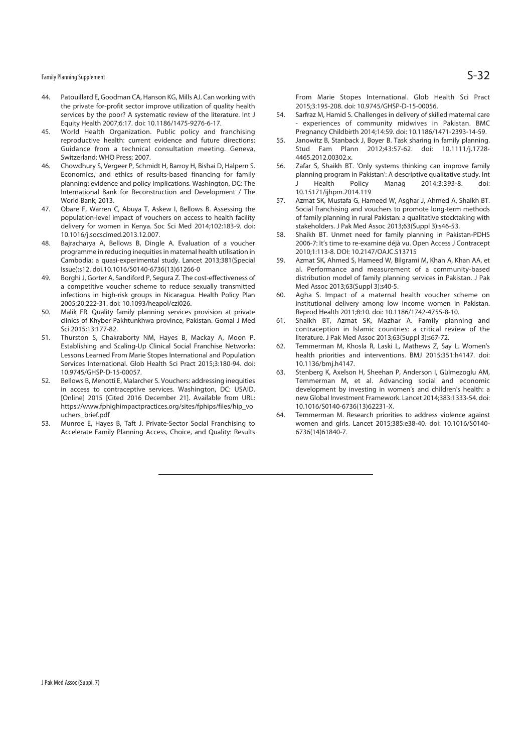44. Patouillard E, Goodman CA, Hanson KG, Mills AJ. Can working with the private for-profit sector improve utilization of quality health services by the poor? A systematic review of the literature. Int J Equity Health 2007;6:17. doi: 10.1186/1475-9276-6-17.
45. World Health Organization. Public policy and franchising reproductive health: current evidence and future directions: Guidance from a technical consultation meeting. Geneva, Switzerland: WHO Press; 2007.
46. Chowdhury S, Vergeer P, Schmidt H, Barroy H, Bishai D, Halpern S. Economics, and ethics of results-based financing for family planning: evidence and policy implications. Washington, DC: The International Bank for Reconstruction and Development / The World Bank; 2013.
47. Obare F, Warren C, Abuya T, Askew I, Bellows B. Assessing the population-level impact of vouchers on access to health facility delivery for women in Kenya. Soc Sci Med 2014;102:183-9. doi: 10.1016/j.socscimed.2013.12.007.
48. Bajracharya A, Bellows B, Dingle A. Evaluation of a voucher programme in reducing inequities in maternal health utilisation in Cambodia: a quasi-experimental study. Lancet 2013;381(Special Issue):s12. doi.10.1016/S0140-6736(13)61266-0
49. Borghi J, Gorter A, Sandiford P, Segura Z. The cost-effectiveness of a competitive voucher scheme to reduce sexually transmitted infections in high-risk groups in Nicaragua. Health Policy Plan 2005;20:222-31. doi: 10.1093/heapol/czi026.
50. Malik FR. Quality family planning services provision at private clinics of Khyber Pakhtunkhwa province, Pakistan. Gomal J Med Sci 2015;13:177-82.
51. Thurston S, Chakraborty NM, Hayes B, Mackay A, Moon P. Establishing and Scaling-Up Clinical Social Franchise Networks: Lessons Learned From Marie Stopes International and Population Services International. Glob Health Sci Pract 2015;3:180-94. doi: 10.9745/GHSP-D-15-00057.
52. Bellows B, Menotti E, Malarcher S. Vouchers: addressing inequities in access to contraceptive services. Washington, DC: USAID. [Online] 2015 [Cited 2016 December 21]. Available from URL: https://www.fphighimpactpractices.org/sites/fphips/files/hip_vouchers_brief.pdf
53. Munroe E, Hayes B, Taft J. Private-Sector Social Franchising to Accelerate Family Planning Access, Choice, and Quality: Results From Marie Stopes International. Glob Health Sci Pract 2015;3:195-208. doi: 10.9745/GHSP-D-15-00056.
54. Sarfraz M, Hamid S. Challenges in delivery of skilled maternal care - experiences of community midwives in Pakistan. BMC Pregnancy Childbirth 2014;14:59. doi: 10.1186/1471-2393-14-59.
55. Janowitz B, Stanback J, Boyer B. Task sharing in family planning. Stud Fam Plann 2012;43:57-62. doi: 10.1111/j.1728-4465.2012.00302.x.
56. Zafar S, Shaikh BT. 'Only systems thinking can improve family planning program in Pakistan': A descriptive qualitative study. Int J Health Policy Manag 2014;3:393-8. doi: 10.15171/ijhpm.2014.119
57. Azmat SK, Mustafa G, Hameed W, Asghar J, Ahmed A, Shaikh BT. Social franchising and vouchers to promote long-term methods of family planning in rural Pakistan: a qualitative stocktaking with stakeholders. J Pak Med Assoc 2013;63(Suppl 3):s46-53.
58. Shaikh BT. Unmet need for family planning in Pakistan-PDHS 2006-7: It's time to re-examine déjà vu. Open Access J Contracept 2010;1:113-8. DOI: 10.2147/OAJC.S13715
59. Azmat SK, Ahmed S, Hameed W, Bilgrami M, Khan A, Khan AA, et al. Performance and measurement of a community-based distribution model of family planning services in Pakistan. J Pak Med Assoc 2013;63(Suppl 3):s40-5.
60. Agha S. Impact of a maternal health voucher scheme on institutional delivery among low income women in Pakistan. Reprod Health 2011;8:10. doi: 10.1186/1742-4755-8-10.
61. Shaikh BT, Azmat SK, Mazhar A. Family planning and contraception in Islamic countries: a critical review of the literature. J Pak Med Assoc 2013;63(Suppl 3):s67-72.
62. Temmerman M, Khosla R, Laski L, Mathews Z, Say L. Women's health priorities and interventions. BMJ 2015;351:h4147. doi: 10.1136/bmj.h4147.
63. Stenberg K, Axelson H, Sheehan P, Anderson I, Gülmezoglu AM, Temmerman M, et al. Advancing social and economic development by investing in women's and children's health: a new Global Investment Framework. Lancet 2014;383:1333-54. doi: 10.1016/S0140-6736(13)62231-X.
64. Temmerman M. Research priorities to address violence against women and girls. Lancet 2015;385:e38-40. doi: 10.1016/S0140-6736(14)61840-7.